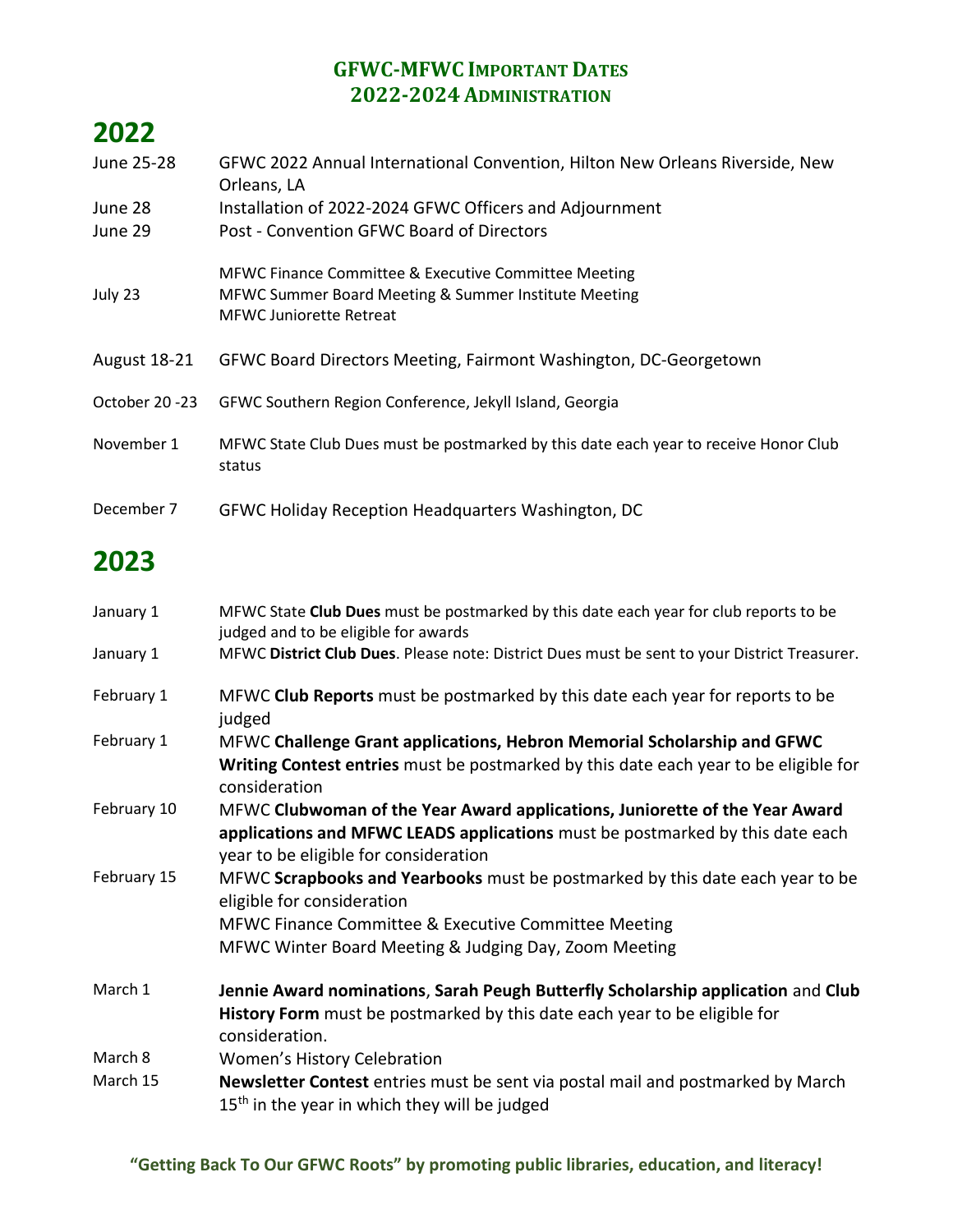# GFWC-MFWC Important Dates
## 2022-2024 Administration

## 2022

| | |
|---|---|
| June 25-28 | GFWC 2022 Annual International Convention, Hilton New Orleans Riverside, New Orleans, LA |
| June 28 | Installation of 2022-2024 GFWC Officers and Adjournment |
| June 29 | Post - Convention GFWC Board of Directors |
| July 23 | MFWC Finance Committee & Executive Committee Meeting<br>MFWC Summer Board Meeting & Summer Institute Meeting<br>MFWC Juniorette Retreat |
| August 18-21 | GFWC Board Directors Meeting, Fairmont Washington, DC-Georgetown |
| October 20 -23 | GFWC Southern Region Conference, Jekyll Island, Georgia |
| November 1 | MFWC State Club Dues must be postmarked by this date each year to receive Honor Club status |
| December 7 | GFWC Holiday Reception Headquarters Washington, DC |

## 2023

| | |
|---|---|
| January 1 | MFWC State **Club Dues** must be postmarked by this date each year for club reports to be judged and to be eligible for awards |
| January 1 | MFWC **District Club Dues**. Please note: District Dues must be sent to your District Treasurer. |
| February 1 | MFWC **Club Reports** must be postmarked by this date each year for reports to be judged |
| February 1 | MFWC **Challenge Grant applications, Hebron Memorial Scholarship and GFWC Writing Contest entries** must be postmarked by this date each year to be eligible for consideration |
| February 10 | MFWC **Clubwoman of the Year Award applications, Juniorette of the Year Award applications and MFWC LEADS applications** must be postmarked by this date each year to be eligible for consideration |
| February 15 | MFWC **Scrapbooks and Yearbooks** must be postmarked by this date each year to be eligible for consideration<br>MFWC Finance Committee & Executive Committee Meeting<br>MFWC Winter Board Meeting & Judging Day, Zoom Meeting |
| March 1 | **Jennie Award nominations**, **Sarah Peugh Butterfly Scholarship application** and **Club History Form** must be postmarked by this date each year to be eligible for consideration. |
| March 8 | Women's History Celebration |
| March 15 | **Newsletter Contest** entries must be sent via postal mail and postmarked by March 15th in the year in which they will be judged |

**"Getting Back To Our GFWC Roots" by promoting public libraries, education, and literacy!**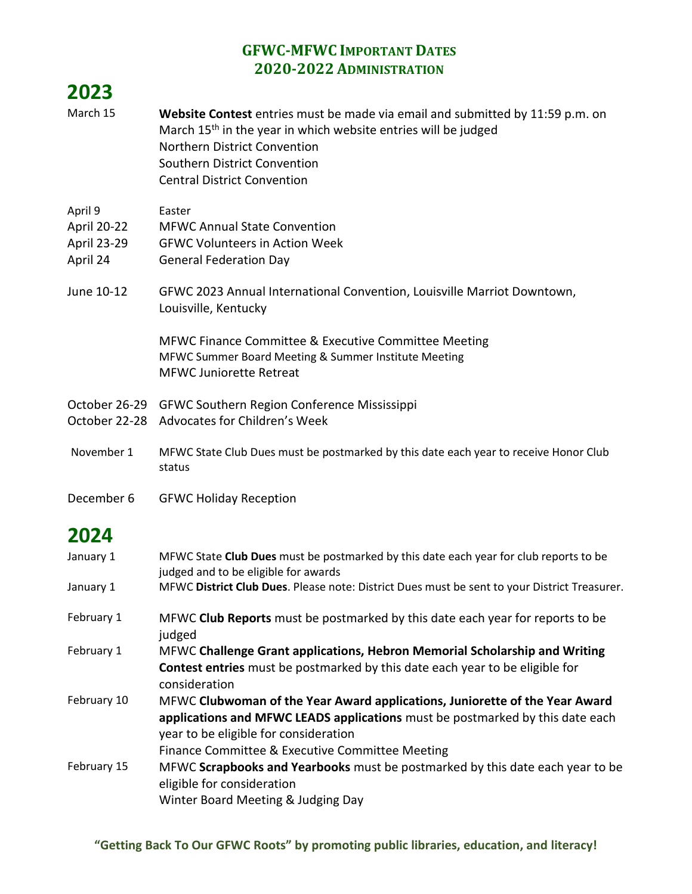## GFWC-MFWC Important Dates
## 2020-2022 Administration

# 2023

| | |
|---|---|
| March 15 | **Website Contest** entries must be made via email and submitted by 11:59 p.m. on March 15th in the year in which website entries will be judged<br>Northern District Convention<br>Southern District Convention<br>Central District Convention |
| April 9 | Easter |
| April 20-22 | MFWC Annual State Convention |
| April 23-29 | GFWC Volunteers in Action Week |
| April 24 | General Federation Day |
| June 10-12 | GFWC 2023 Annual International Convention, Louisville Marriot Downtown, Louisville, Kentucky<br><br>MFWC Finance Committee & Executive Committee Meeting<br>MFWC Summer Board Meeting & Summer Institute Meeting<br>MFWC Juniorette Retreat |
| October 26-29 | GFWC Southern Region Conference Mississippi |
| October 22-28 | Advocates for Children's Week |
| November 1 | MFWC State Club Dues must be postmarked by this date each year to receive Honor Club status |
| December 6 | GFWC Holiday Reception |

# 2024

| | |
|---|---|
| January 1 | MFWC State **Club Dues** must be postmarked by this date each year for club reports to be judged and to be eligible for awards |
| January 1 | MFWC **District Club Dues**. Please note: District Dues must be sent to your District Treasurer. |
| February 1 | MFWC **Club Reports** must be postmarked by this date each year for reports to be judged |
| February 1 | MFWC **Challenge Grant applications, Hebron Memorial Scholarship and Writing Contest entries** must be postmarked by this date each year to be eligible for consideration |
| February 10 | MFWC **Clubwoman of the Year Award applications, Juniorette of the Year Award applications and MFWC LEADS applications** must be postmarked by this date each year to be eligible for consideration<br>Finance Committee & Executive Committee Meeting |
| February 15 | MFWC **Scrapbooks and Yearbooks** must be postmarked by this date each year to be eligible for consideration<br>Winter Board Meeting & Judging Day |

**"Getting Back To Our GFWC Roots" by promoting public libraries, education, and literacy!**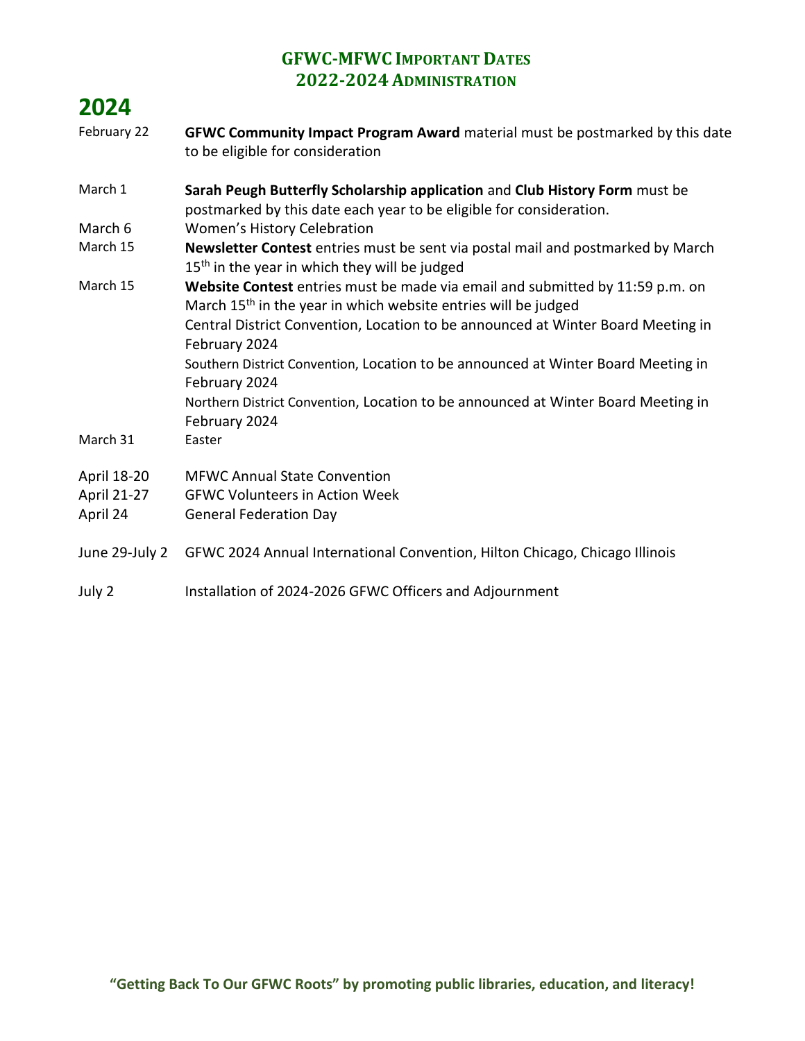# GFWC-MFWC Important Dates
## 2022-2024 Administration

## 2024

| | |
|---|---|
| February 22 | **GFWC Community Impact Program Award** material must be postmarked by this date to be eligible for consideration |
| March 1 | **Sarah Peugh Butterfly Scholarship application** and **Club History Form** must be postmarked by this date each year to be eligible for consideration. |
| March 6 | Women's History Celebration |
| March 15 | **Newsletter Contest** entries must be sent via postal mail and postmarked by March 15th in the year in which they will be judged |
| March 15 | **Website Contest** entries must be made via email and submitted by 11:59 p.m. on March 15th in the year in which website entries will be judged |
| | Central District Convention, Location to be announced at Winter Board Meeting in February 2024 |
| | Southern District Convention, Location to be announced at Winter Board Meeting in February 2024 |
| | Northern District Convention, Location to be announced at Winter Board Meeting in February 2024 |
| March 31 | Easter |
| April 18-20 | MFWC Annual State Convention |
| April 21-27 | GFWC Volunteers in Action Week |
| April 24 | General Federation Day |
| June 29-July 2 | GFWC 2024 Annual International Convention, Hilton Chicago, Chicago Illinois |
| July 2 | Installation of 2024-2026 GFWC Officers and Adjournment |

**"Getting Back To Our GFWC Roots" by promoting public libraries, education, and literacy!**